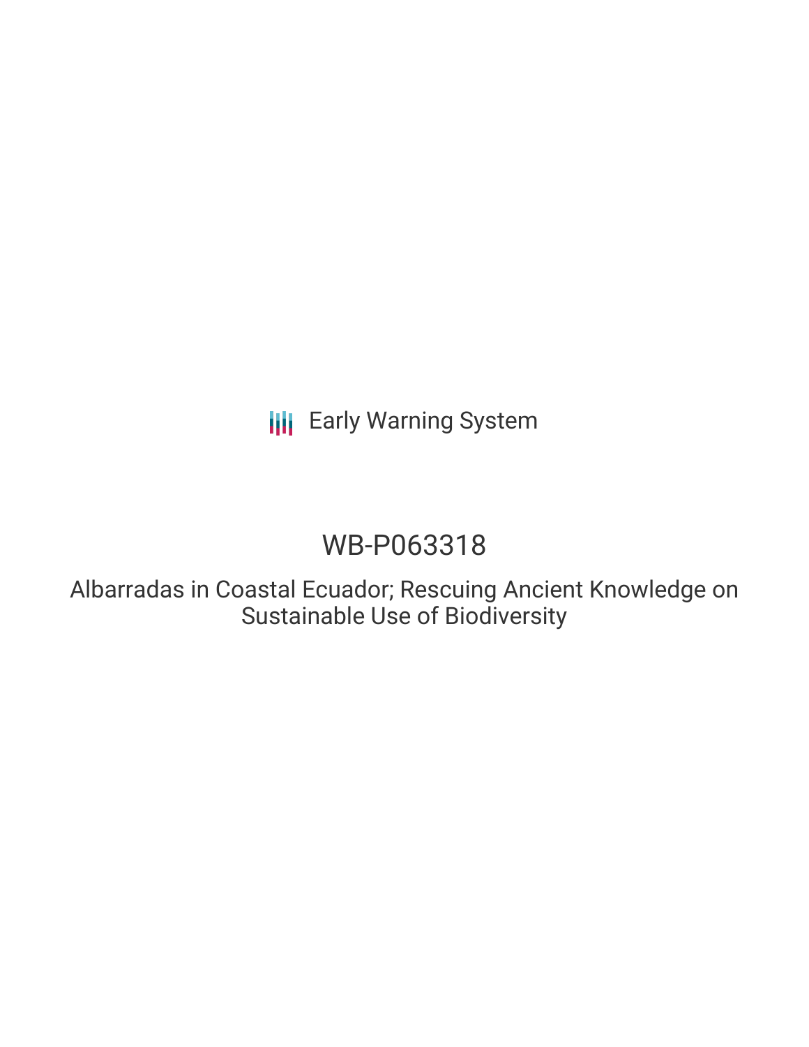Early Warning System

# WB-P063318

## Albarradas in Coastal Ecuador; Rescuing Ancient Knowledge on Sustainable Use of Biodiversity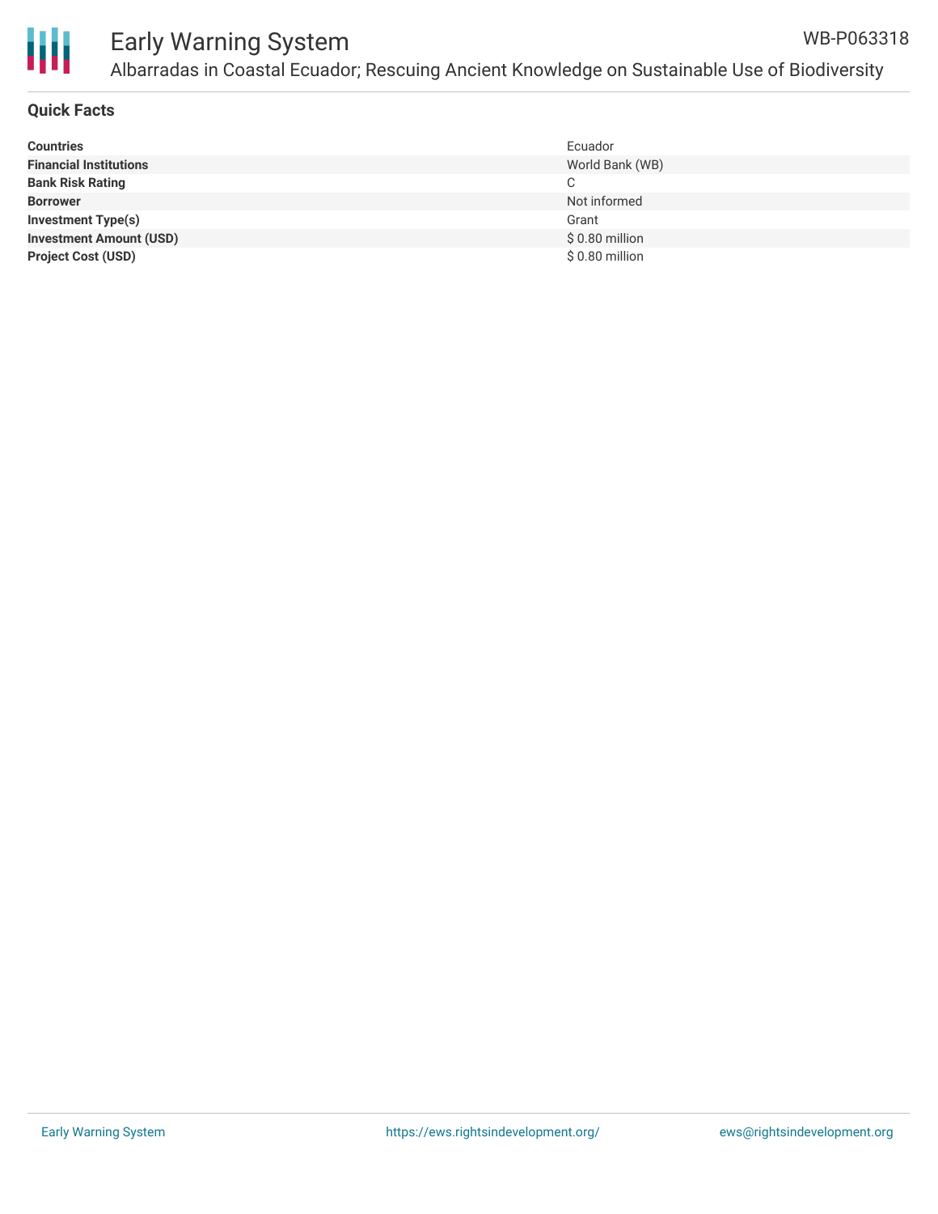## Quick Facts

| | |
|---|---|
| **Countries** | Ecuador |
| **Financial Institutions** | World Bank (WB) |
| **Bank Risk Rating** | C |
| **Borrower** | Not informed |
| **Investment Type(s)** | Grant |
| **Investment Amount (USD)** | $ 0.80 million |
| **Project Cost (USD)** | $ 0.80 million |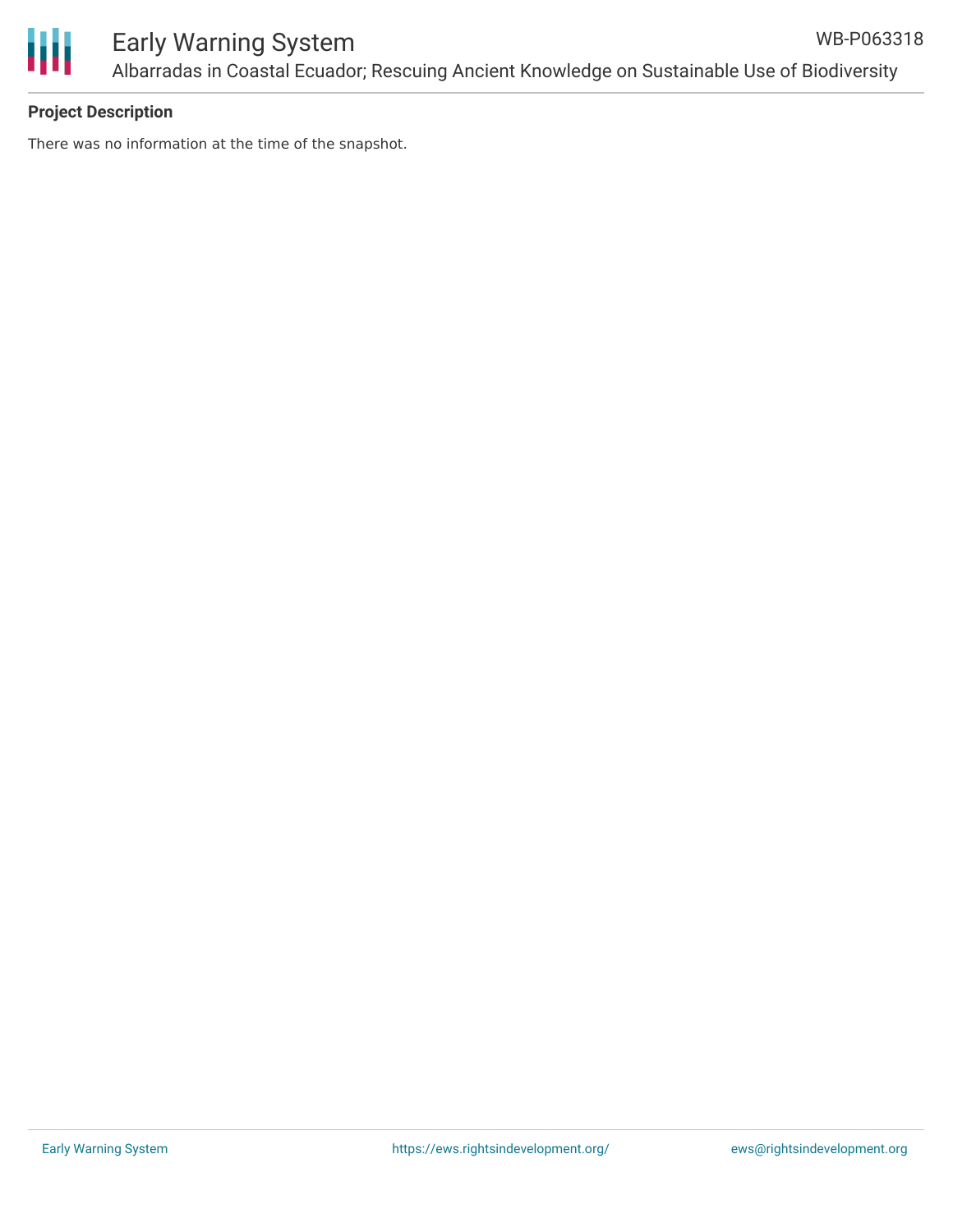**Project Description**

There was no information at the time of the snapshot.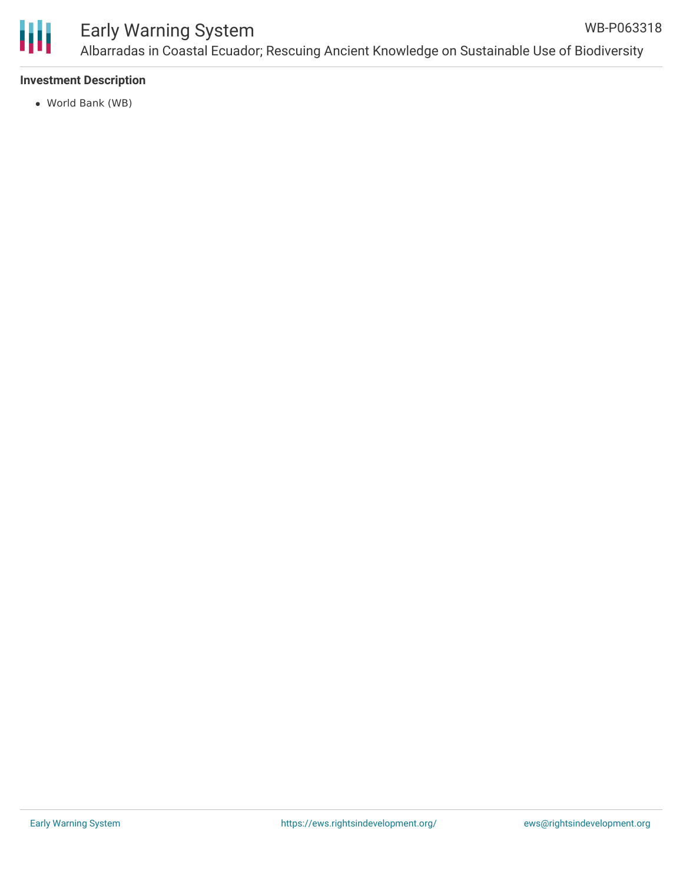## Investment Description

- World Bank (WB)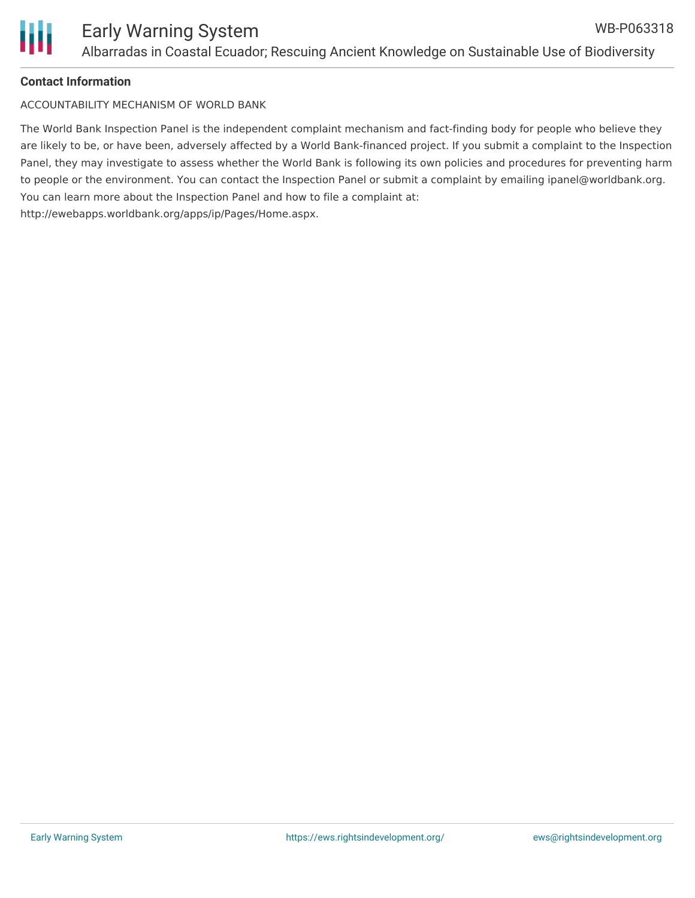**Contact Information**

ACCOUNTABILITY MECHANISM OF WORLD BANK

The World Bank Inspection Panel is the independent complaint mechanism and fact-finding body for people who believe they are likely to be, or have been, adversely affected by a World Bank-financed project. If you submit a complaint to the Inspection Panel, they may investigate to assess whether the World Bank is following its own policies and procedures for preventing harm to people or the environment. You can contact the Inspection Panel or submit a complaint by emailing ipanel@worldbank.org. You can learn more about the Inspection Panel and how to file a complaint at: http://ewebapps.worldbank.org/apps/ip/Pages/Home.aspx.